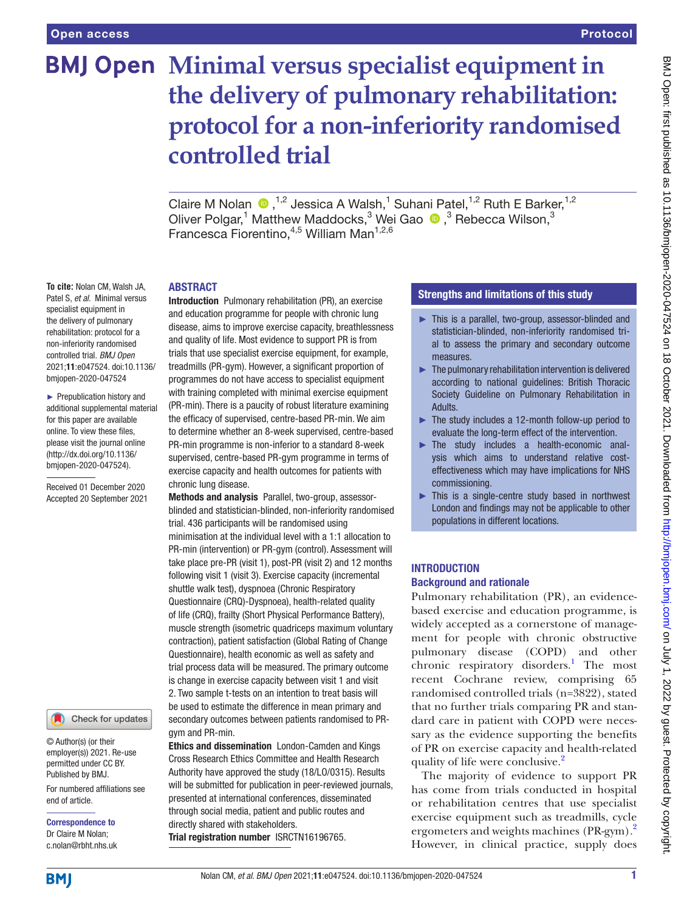# Minimal versus specialist equipment in the delivery of pulmonary rehabilitation: protocol for a non-inferiority randomised controlled trial

Claire M Nolan ,[1,2] Jessica A Walsh,[1] Suhani Patel,[1,2] Ruth E Barker,[1,2] Oliver Polgar,[1] Matthew Maddocks,[3] Wei Gao ,[3] Rebecca Wilson,[3] Francesca Fiorentino,[4,5] William Man[1,2,6]

**To cite:** Nolan CM, Walsh JA, Patel S, *et al*. Minimal versus specialist equipment in the delivery of pulmonary rehabilitation: protocol for a non-inferiority randomised controlled trial. *BMJ Open* 2021;**11**:e047524. doi:10.1136/bmjopen-2020-047524

► Prepublication history and additional supplemental material for this paper are available online. To view these files, please visit the journal online (http://dx.doi.org/10.1136/bmjopen-2020-047524).

Received 01 December 2020
Accepted 20 September 2021

© Author(s) (or their employer(s)) 2021. Re-use permitted under CC BY. Published by BMJ.

For numbered affiliations see end of article.

**Correspondence to**
Dr Claire M Nolan; c.nolan@rbht.nhs.uk

## ABSTRACT

**Introduction** Pulmonary rehabilitation (PR), an exercise and education programme for people with chronic lung disease, aims to improve exercise capacity, breathlessness and quality of life. Most evidence to support PR is from trials that use specialist exercise equipment, for example, treadmills (PR-gym). However, a significant proportion of programmes do not have access to specialist equipment with training completed with minimal exercise equipment (PR-min). There is a paucity of robust literature examining the efficacy of supervised, centre-based PR-min. We aim to determine whether an 8-week supervised, centre-based PR-min programme is non-inferior to a standard 8-week supervised, centre-based PR-gym programme in terms of exercise capacity and health outcomes for patients with chronic lung disease.

**Methods and analysis** Parallel, two-group, assessor-blinded and statistician-blinded, non-inferiority randomised trial. 436 participants will be randomised using minimisation at the individual level with a 1:1 allocation to PR-min (intervention) or PR-gym (control). Assessment will take place pre-PR (visit 1), post-PR (visit 2) and 12 months following visit 1 (visit 3). Exercise capacity (incremental shuttle walk test), dyspnoea (Chronic Respiratory Questionnaire (CRQ)-Dyspnoea), health-related quality of life (CRQ), frailty (Short Physical Performance Battery), muscle strength (isometric quadriceps maximum voluntary contraction), patient satisfaction (Global Rating of Change Questionnaire), health economic as well as safety and trial process data will be measured. The primary outcome is change in exercise capacity between visit 1 and visit 2. Two sample t-tests on an intention to treat basis will be used to estimate the difference in mean primary and secondary outcomes between patients randomised to PR-gym and PR-min.

**Ethics and dissemination** London-Camden and Kings Cross Research Ethics Committee and Health Research Authority have approved the study (18/LO/0315). Results will be submitted for publication in peer-reviewed journals, presented at international conferences, disseminated through social media, patient and public routes and directly shared with stakeholders.

**Trial registration number** ISRCTN16196765.

## Strengths and limitations of this study

- ► This is a parallel, two-group, assessor-blinded and statistician-blinded, non-inferiority randomised trial to assess the primary and secondary outcome measures.
- ► The pulmonary rehabilitation intervention is delivered according to national guidelines: British Thoracic Society Guideline on Pulmonary Rehabilitation in Adults.
- ► The study includes a 12-month follow-up period to evaluate the long-term effect of the intervention.
- ► The study includes a health-economic analysis which aims to understand relative cost-effectiveness which may have implications for NHS commissioning.
- ► This is a single-centre study based in northwest London and findings may not be applicable to other populations in different locations.

## INTRODUCTION

### Background and rationale

Pulmonary rehabilitation (PR), an evidence-based exercise and education programme, is widely accepted as a cornerstone of management for people with chronic obstructive pulmonary disease (COPD) and other chronic respiratory disorders.[1] The most recent Cochrane review, comprising 65 randomised controlled trials (n=3822), stated that no further trials comparing PR and standard care in patient with COPD were necessary as the evidence supporting the benefits of PR on exercise capacity and health-related quality of life were conclusive.[2]

The majority of evidence to support PR has come from trials conducted in hospital or rehabilitation centres that use specialist exercise equipment such as treadmills, cycle ergometers and weights machines (PR-gym).[2] However, in clinical practice, supply does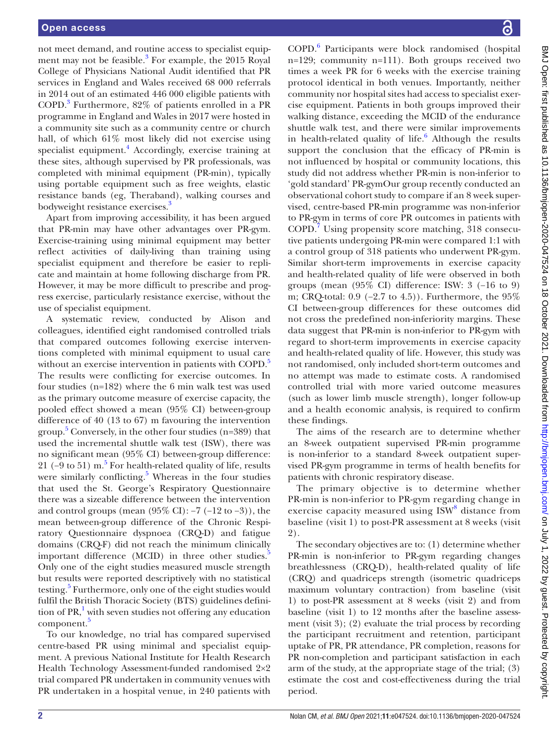not meet demand, and routine access to specialist equipment may not be feasible.[3] For example, the 2015 Royal College of Physicians National Audit identified that PR services in England and Wales received 68 000 referrals in 2014 out of an estimated 446 000 eligible patients with COPD.[3] Furthermore, 82% of patients enrolled in a PR programme in England and Wales in 2017 were hosted in a community site such as a community centre or church hall, of which 61% most likely did not exercise using specialist equipment.[4] Accordingly, exercise training at these sites, although supervised by PR professionals, was completed with minimal equipment (PR-min), typically using portable equipment such as free weights, elastic resistance bands (eg, Theraband), walking courses and bodyweight resistance exercises.[3]

Apart from improving accessibility, it has been argued that PR-min may have other advantages over PR-gym. Exercise-training using minimal equipment may better reflect activities of daily-living than training using specialist equipment and therefore be easier to replicate and maintain at home following discharge from PR. However, it may be more difficult to prescribe and progress exercise, particularly resistance exercise, without the use of specialist equipment.

A systematic review, conducted by Alison and colleagues, identified eight randomised controlled trials that compared outcomes following exercise interventions completed with minimal equipment to usual care without an exercise intervention in patients with COPD.[5] The results were conflicting for exercise outcomes. In four studies (n=182) where the 6 min walk test was used as the primary outcome measure of exercise capacity, the pooled effect showed a mean (95% CI) between-group difference of 40 (13 to 67) m favouring the intervention group.[5] Conversely, in the other four studies (n=389) that used the incremental shuttle walk test (ISW), there was no significant mean (95% CI) between-group difference: 21 (−9 to 51) m.[5] For health-related quality of life, results were similarly conflicting.[5] Whereas in the four studies that used the St. George's Respiratory Questionnaire there was a sizeable difference between the intervention and control groups (mean (95% CI): −7 (−12 to −3)), the mean between-group difference of the Chronic Respiratory Questionnaire dyspnoea (CRQ-D) and fatigue domains (CRQ-F) did not reach the minimum clinically important difference (MCID) in three other studies.[5] Only one of the eight studies measured muscle strength but results were reported descriptively with no statistical testing.[5] Furthermore, only one of the eight studies would fulfil the British Thoracic Society (BTS) guidelines definition of PR,[1] with seven studies not offering any education component.[5]

To our knowledge, no trial has compared supervised centre-based PR using minimal and specialist equipment. A previous National Institute for Health Research Health Technology Assessment-funded randomised 2×2 trial compared PR undertaken in community venues with PR undertaken in a hospital venue, in 240 patients with COPD.[6] Participants were block randomised (hospital n=129; community n=111). Both groups received two times a week PR for 6 weeks with the exercise training protocol identical in both venues. Importantly, neither community nor hospital sites had access to specialist exercise equipment. Patients in both groups improved their walking distance, exceeding the MCID of the endurance shuttle walk test, and there were similar improvements in health-related quality of life.[6] Although the results support the conclusion that the efficacy of PR-min is not influenced by hospital or community locations, this study did not address whether PR-min is non-inferior to 'gold standard' PR-gymOur group recently conducted an observational cohort study to compare if an 8 week supervised, centre-based PR-min programme was non-inferior to PR-gym in terms of core PR outcomes in patients with COPD.[7] Using propensity score matching, 318 consecutive patients undergoing PR-min were compared 1:1 with a control group of 318 patients who underwent PR-gym. Similar short-term improvements in exercise capacity and health-related quality of life were observed in both groups (mean (95% CI) difference: ISW: 3 (−16 to 9) m; CRQ-total: 0.9 (−2.7 to 4.5)). Furthermore, the 95% CI between-group differences for these outcomes did not cross the predefined non-inferiority margins. These data suggest that PR-min is non-inferior to PR-gym with regard to short-term improvements in exercise capacity and health-related quality of life. However, this study was not randomised, only included short-term outcomes and no attempt was made to estimate costs. A randomised controlled trial with more varied outcome measures (such as lower limb muscle strength), longer follow-up and a health economic analysis, is required to confirm these findings.

The aims of the research are to determine whether an 8-week outpatient supervised PR-min programme is non-inferior to a standard 8-week outpatient supervised PR-gym programme in terms of health benefits for patients with chronic respiratory disease.

The primary objective is to determine whether PR-min is non-inferior to PR-gym regarding change in exercise capacity measured using ISW[8] distance from baseline (visit 1) to post-PR assessment at 8 weeks (visit 2).

The secondary objectives are to: (1) determine whether PR-min is non-inferior to PR-gym regarding changes breathlessness (CRQ-D), health-related quality of life (CRQ) and quadriceps strength (isometric quadriceps maximum voluntary contraction) from baseline (visit 1) to post-PR assessment at 8 weeks (visit 2) and from baseline (visit 1) to 12 months after the baseline assessment (visit 3); (2) evaluate the trial process by recording the participant recruitment and retention, participant uptake of PR, PR attendance, PR completion, reasons for PR non-completion and participant satisfaction in each arm of the study, at the appropriate stage of the trial; (3) estimate the cost and cost-effectiveness during the trial period.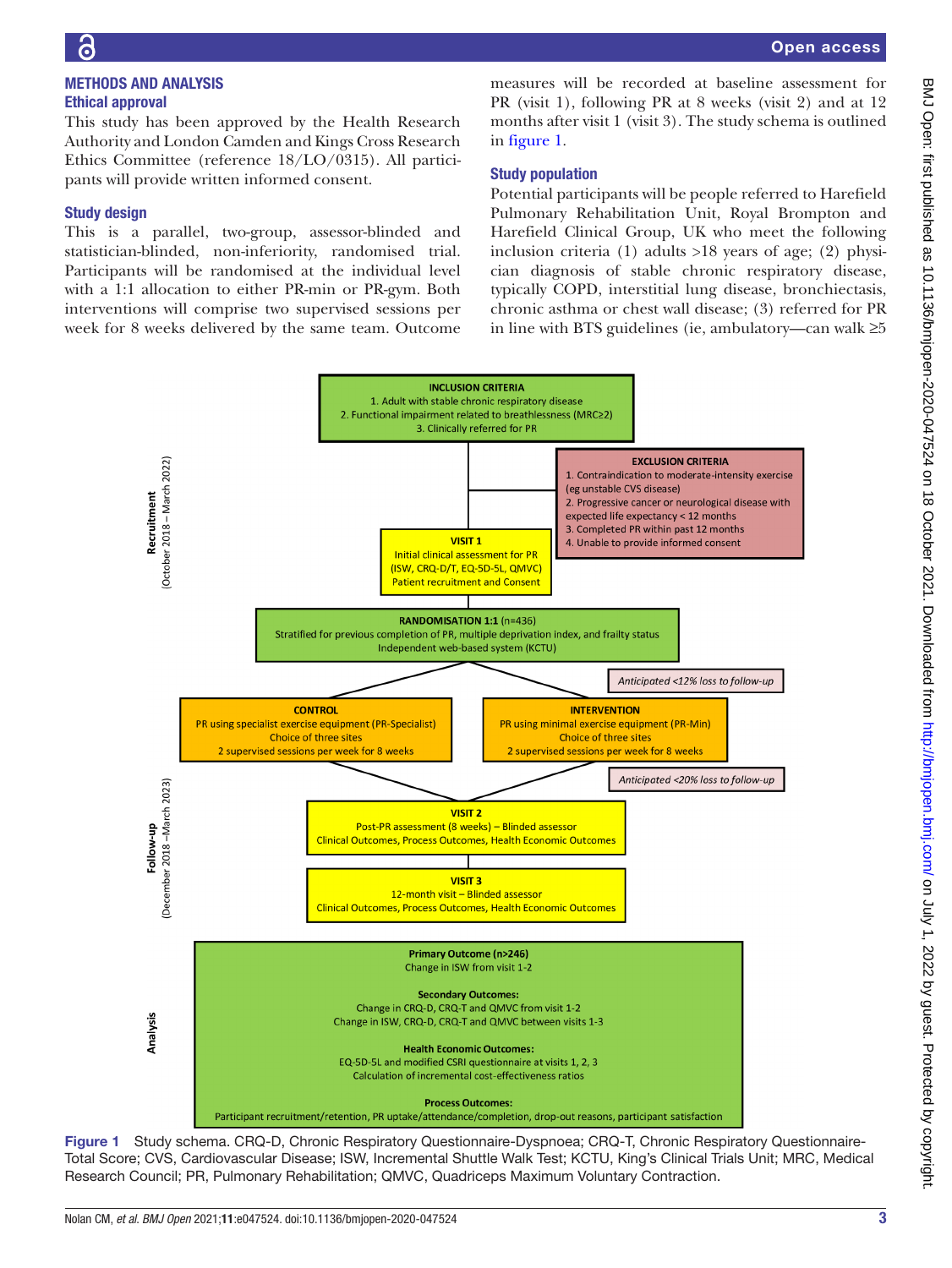## METHODS AND ANALYSIS

### Ethical approval

This study has been approved by the Health Research Authority and London Camden and Kings Cross Research Ethics Committee (reference 18/LO/0315). All participants will provide written informed consent.

### Study design

This is a parallel, two-group, assessor-blinded and statistician-blinded, non-inferiority, randomised trial. Participants will be randomised at the individual level with a 1:1 allocation to either PR-min or PR-gym. Both interventions will comprise two supervised sessions per week for 8 weeks delivered by the same team. Outcome measures will be recorded at baseline assessment for PR (visit 1), following PR at 8 weeks (visit 2) and at 12 months after visit 1 (visit 3). The study schema is outlined in figure 1.

### Study population

Potential participants will be people referred to Harefield Pulmonary Rehabilitation Unit, Royal Brompton and Harefield Clinical Group, UK who meet the following inclusion criteria (1) adults >18 years of age; (2) physician diagnosis of stable chronic respiratory disease, typically COPD, interstitial lung disease, bronchiectasis, chronic asthma or chest wall disease; (3) referred for PR in line with BTS guidelines (ie, ambulatory—can walk ≥5

**Recruitment (October 2018 – March 2022)**

**INCLUSION CRITERIA**
1. Adult with stable chronic respiratory disease
2. Functional impairment related to breathlessness (MRC≥2)
3. Clinically referred for PR

**EXCLUSION CRITERIA**
1. Contraindication to moderate-intensity exercise (eg unstable CVS disease)
2. Progressive cancer or neurological disease with expected life expectancy < 12 months
3. Completed PR within past 12 months
4. Unable to provide informed consent

**VISIT 1**
Initial clinical assessment for PR (ISW, CRQ-D/T, EQ-5D-5L, QMVC)
Patient recruitment and Consent

**RANDOMISATION 1:1** (n=436)
Stratified for previous completion of PR, multiple deprivation index, and frailty status
Independent web-based system (KCTU)

*Anticipated <12% loss to follow-up*

**CONTROL**
PR using specialist exercise equipment (PR-Specialist)
Choice of three sites
2 supervised sessions per week for 8 weeks

**INTERVENTION**
PR using minimal exercise equipment (PR-Min)
Choice of three sites
2 supervised sessions per week for 8 weeks

*Anticipated <20% loss to follow-up*

**Follow-up (December 2018 – March 2023)**

**VISIT 2**
Post-PR assessment (8 weeks) – Blinded assessor
Clinical Outcomes, Process Outcomes, Health Economic Outcomes

**VISIT 3**
12-month visit – Blinded assessor
Clinical Outcomes, Process Outcomes, Health Economic Outcomes

**Analysis**

**Primary Outcome (n>246)**
Change in ISW from visit 1-2

**Secondary Outcomes:**
Change in CRQ-D, CRQ-T and QMVC from visit 1-2
Change in ISW, CRQ-D, CRQ-T and QMVC between visits 1-3

**Health Economic Outcomes:**
EQ-5D-5L and modified CSRI questionnaire at visits 1, 2, 3
Calculation of incremental cost-effectiveness ratios

**Process Outcomes:**
Participant recruitment/retention, PR uptake/attendance/completion, drop-out reasons, participant satisfaction

Figure 1 Study schema. CRQ-D, Chronic Respiratory Questionnaire-Dyspnoea; CRQ-T, Chronic Respiratory Questionnaire-Total Score; CVS, Cardiovascular Disease; ISW, Incremental Shuttle Walk Test; KCTU, King's Clinical Trials Unit; MRC, Medical Research Council; PR, Pulmonary Rehabilitation; QMVC, Quadriceps Maximum Voluntary Contraction.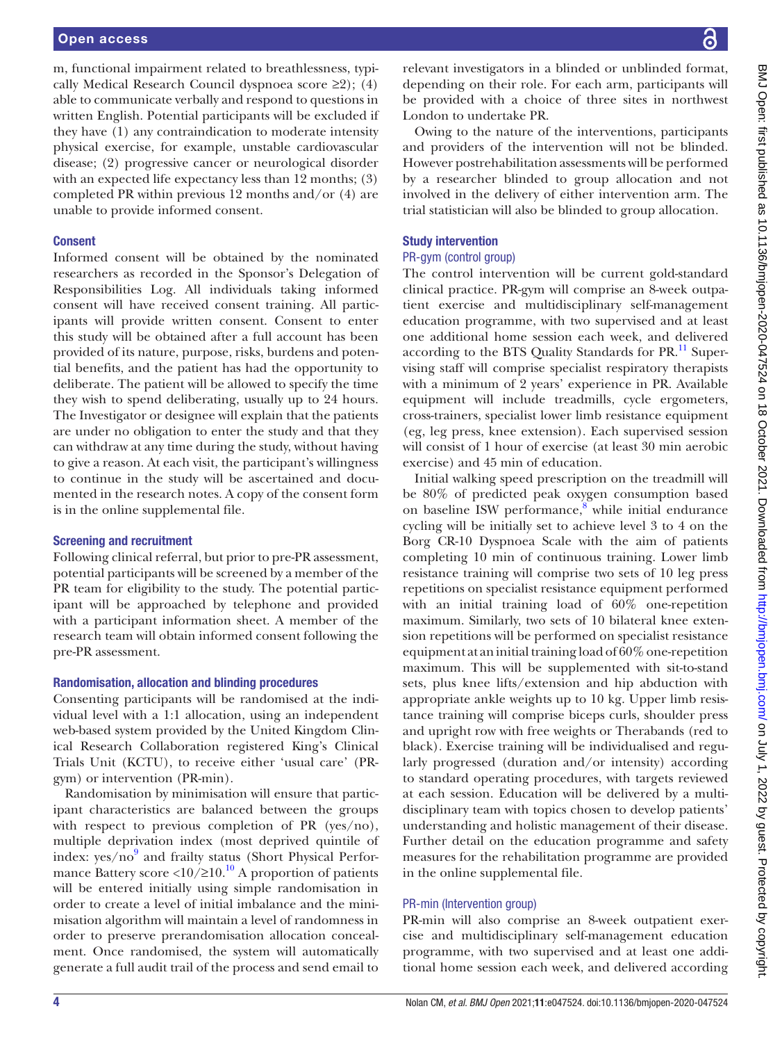m, functional impairment related to breathlessness, typically Medical Research Council dyspnoea score ≥2); (4) able to communicate verbally and respond to questions in written English. Potential participants will be excluded if they have (1) any contraindication to moderate intensity physical exercise, for example, unstable cardiovascular disease; (2) progressive cancer or neurological disorder with an expected life expectancy less than 12 months; (3) completed PR within previous 12 months and/or (4) are unable to provide informed consent.

### Consent

Informed consent will be obtained by the nominated researchers as recorded in the Sponsor's Delegation of Responsibilities Log. All individuals taking informed consent will have received consent training. All participants will provide written consent. Consent to enter this study will be obtained after a full account has been provided of its nature, purpose, risks, burdens and potential benefits, and the patient has had the opportunity to deliberate. The patient will be allowed to specify the time they wish to spend deliberating, usually up to 24 hours. The Investigator or designee will explain that the patients are under no obligation to enter the study and that they can withdraw at any time during the study, without having to give a reason. At each visit, the participant's willingness to continue in the study will be ascertained and documented in the research notes. A copy of the consent form is in the online supplemental file.

### Screening and recruitment

Following clinical referral, but prior to pre-PR assessment, potential participants will be screened by a member of the PR team for eligibility to the study. The potential participant will be approached by telephone and provided with a participant information sheet. A member of the research team will obtain informed consent following the pre-PR assessment.

### Randomisation, allocation and blinding procedures

Consenting participants will be randomised at the individual level with a 1:1 allocation, using an independent web-based system provided by the United Kingdom Clinical Research Collaboration registered King's Clinical Trials Unit (KCTU), to receive either 'usual care' (PR-gym) or intervention (PR-min).

Randomisation by minimisation will ensure that participant characteristics are balanced between the groups with respect to previous completion of PR (yes/no), multiple deprivation index (most deprived quintile of index: yes/no[9] and frailty status (Short Physical Performance Battery score <10/≥10.[10] A proportion of patients will be entered initially using simple randomisation in order to create a level of initial imbalance and the minimisation algorithm will maintain a level of randomness in order to preserve prerandomisation allocation concealment. Once randomised, the system will automatically generate a full audit trail of the process and send email to relevant investigators in a blinded or unblinded format, depending on their role. For each arm, participants will be provided with a choice of three sites in northwest London to undertake PR.

Owing to the nature of the interventions, participants and providers of the intervention will not be blinded. However postrehabilitation assessments will be performed by a researcher blinded to group allocation and not involved in the delivery of either intervention arm. The trial statistician will also be blinded to group allocation.

### Study intervention

#### PR-gym (control group)

The control intervention will be current gold-standard clinical practice. PR-gym will comprise an 8-week outpatient exercise and multidisciplinary self-management education programme, with two supervised and at least one additional home session each week, and delivered according to the BTS Quality Standards for PR.[11] Supervising staff will comprise specialist respiratory therapists with a minimum of 2 years' experience in PR. Available equipment will include treadmills, cycle ergometers, cross-trainers, specialist lower limb resistance equipment (eg, leg press, knee extension). Each supervised session will consist of 1 hour of exercise (at least 30 min aerobic exercise) and 45 min of education.

Initial walking speed prescription on the treadmill will be 80% of predicted peak oxygen consumption based on baseline ISW performance,[8] while initial endurance cycling will be initially set to achieve level 3 to 4 on the Borg CR-10 Dyspnoea Scale with the aim of patients completing 10 min of continuous training. Lower limb resistance training will comprise two sets of 10 leg press repetitions on specialist resistance equipment performed with an initial training load of 60% one-repetition maximum. Similarly, two sets of 10 bilateral knee extension repetitions will be performed on specialist resistance equipment at an initial training load of 60% one-repetition maximum. This will be supplemented with sit-to-stand sets, plus knee lifts/extension and hip abduction with appropriate ankle weights up to 10 kg. Upper limb resistance training will comprise biceps curls, shoulder press and upright row with free weights or Therabands (red to black). Exercise training will be individualised and regularly progressed (duration and/or intensity) according to standard operating procedures, with targets reviewed at each session. Education will be delivered by a multidisciplinary team with topics chosen to develop patients' understanding and holistic management of their disease. Further detail on the education programme and safety measures for the rehabilitation programme are provided in the online supplemental file.

#### PR-min (Intervention group)

PR-min will also comprise an 8-week outpatient exercise and multidisciplinary self-management education programme, with two supervised and at least one additional home session each week, and delivered according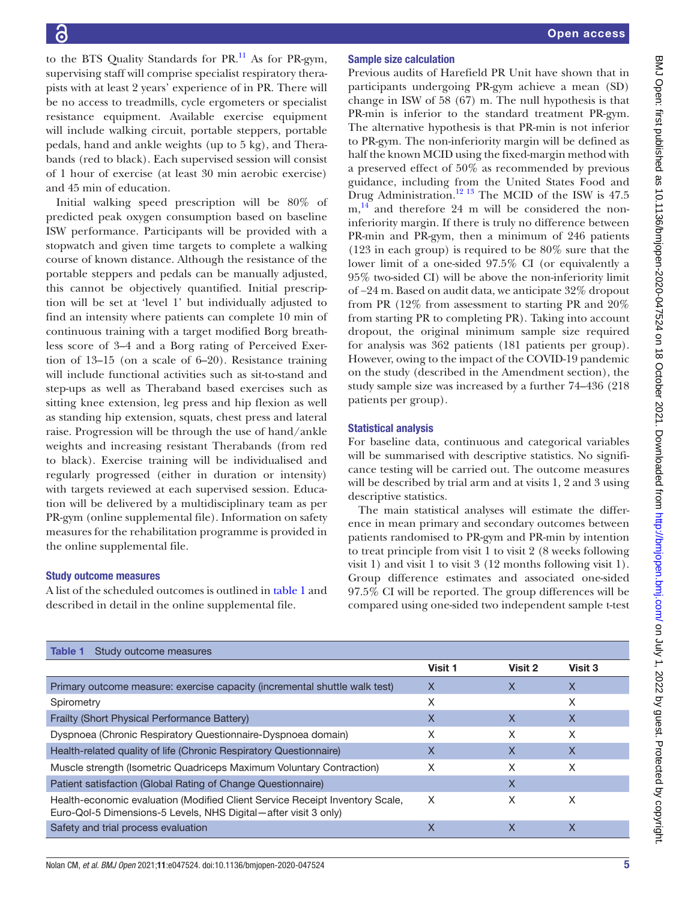to the BTS Quality Standards for PR.[11] As for PR-gym, supervising staff will comprise specialist respiratory therapists with at least 2 years' experience of in PR. There will be no access to treadmills, cycle ergometers or specialist resistance equipment. Available exercise equipment will include walking circuit, portable steppers, portable pedals, hand and ankle weights (up to 5 kg), and Therabands (red to black). Each supervised session will consist of 1 hour of exercise (at least 30 min aerobic exercise) and 45 min of education.

Initial walking speed prescription will be 80% of predicted peak oxygen consumption based on baseline ISW performance. Participants will be provided with a stopwatch and given time targets to complete a walking course of known distance. Although the resistance of the portable steppers and pedals can be manually adjusted, this cannot be objectively quantified. Initial prescription will be set at 'level 1' but individually adjusted to find an intensity where patients can complete 10 min of continuous training with a target modified Borg breathless score of 3–4 and a Borg rating of Perceived Exertion of 13–15 (on a scale of 6–20). Resistance training will include functional activities such as sit-to-stand and step-ups as well as Theraband based exercises such as sitting knee extension, leg press and hip flexion as well as standing hip extension, squats, chest press and lateral raise. Progression will be through the use of hand/ankle weights and increasing resistant Therabands (from red to black). Exercise training will be individualised and regularly progressed (either in duration or intensity) with targets reviewed at each supervised session. Education will be delivered by a multidisciplinary team as per PR-gym (online supplemental file). Information on safety measures for the rehabilitation programme is provided in the online supplemental file.

## Study outcome measures

A list of the scheduled outcomes is outlined in table 1 and described in detail in the online supplemental file.

## Sample size calculation

Previous audits of Harefield PR Unit have shown that in participants undergoing PR-gym achieve a mean (SD) change in ISW of 58 (67) m. The null hypothesis is that PR-min is inferior to the standard treatment PR-gym. The alternative hypothesis is that PR-min is not inferior to PR-gym. The non-inferiority margin will be defined as half the known MCID using the fixed-margin method with a preserved effect of 50% as recommended by previous guidance, including from the United States Food and Drug Administration.[12,13] The MCID of the ISW is 47.5 m,[14] and therefore 24 m will be considered the non-inferiority margin. If there is truly no difference between PR-min and PR-gym, then a minimum of 246 patients (123 in each group) is required to be 80% sure that the lower limit of a one-sided 97.5% CI (or equivalently a 95% two-sided CI) will be above the non-inferiority limit of −24 m. Based on audit data, we anticipate 32% dropout from PR (12% from assessment to starting PR and 20% from starting PR to completing PR). Taking into account dropout, the original minimum sample size required for analysis was 362 patients (181 patients per group). However, owing to the impact of the COVID-19 pandemic on the study (described in the Amendment section), the study sample size was increased by a further 74–436 (218 patients per group).

## Statistical analysis

For baseline data, continuous and categorical variables will be summarised with descriptive statistics. No significance testing will be carried out. The outcome measures will be described by trial arm and at visits 1, 2 and 3 using descriptive statistics.

The main statistical analyses will estimate the difference in mean primary and secondary outcomes between patients randomised to PR-gym and PR-min by intention to treat principle from visit 1 to visit 2 (8 weeks following visit 1) and visit 1 to visit 3 (12 months following visit 1). Group difference estimates and associated one-sided 97.5% CI will be reported. The group differences will be compared using one-sided two independent sample t-test

**Table 1** Study outcome measures

| | Visit 1 | Visit 2 | Visit 3 |
|---|---|---|---|
| Primary outcome measure: exercise capacity (incremental shuttle walk test) | X | X | X |
| Spirometry | X | | X |
| Frailty (Short Physical Performance Battery) | X | X | X |
| Dyspnoea (Chronic Respiratory Questionnaire-Dyspnoea domain) | X | X | X |
| Health-related quality of life (Chronic Respiratory Questionnaire) | X | X | X |
| Muscle strength (Isometric Quadriceps Maximum Voluntary Contraction) | X | X | X |
| Patient satisfaction (Global Rating of Change Questionnaire) | | X | |
| Health-economic evaluation (Modified Client Service Receipt Inventory Scale, Euro-Qol-5 Dimensions-5 Levels, NHS Digital—after visit 3 only) | X | X | X |
| Safety and trial process evaluation | X | X | X |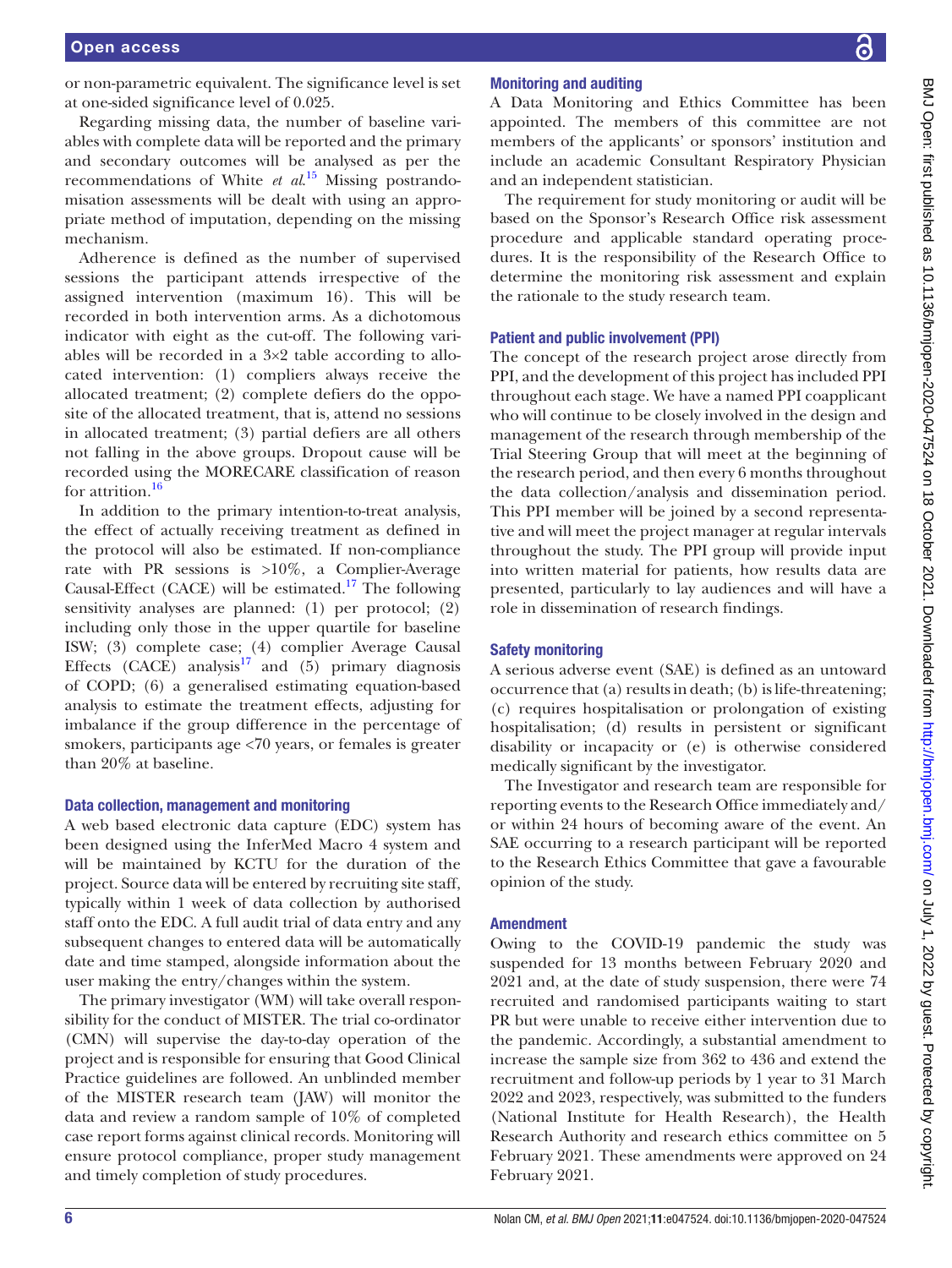or non-parametric equivalent. The significance level is set at one-sided significance level of 0.025.

Regarding missing data, the number of baseline variables with complete data will be reported and the primary and secondary outcomes will be analysed as per the recommendations of White *et al*.[15] Missing postrandomisation assessments will be dealt with using an appropriate method of imputation, depending on the missing mechanism.

Adherence is defined as the number of supervised sessions the participant attends irrespective of the assigned intervention (maximum 16). This will be recorded in both intervention arms. As a dichotomous indicator with eight as the cut-off. The following variables will be recorded in a 3×2 table according to allocated intervention: (1) compliers always receive the allocated treatment; (2) complete defiers do the opposite of the allocated treatment, that is, attend no sessions in allocated treatment; (3) partial defiers are all others not falling in the above groups. Dropout cause will be recorded using the MORECARE classification of reason for attrition.[16]

In addition to the primary intention-to-treat analysis, the effect of actually receiving treatment as defined in the protocol will also be estimated. If non-compliance rate with PR sessions is >10%, a Complier-Average Causal-Effect (CACE) will be estimated.[17] The following sensitivity analyses are planned: (1) per protocol; (2) including only those in the upper quartile for baseline ISW; (3) complete case; (4) complier Average Causal Effects (CACE) analysis[17] and (5) primary diagnosis of COPD; (6) a generalised estimating equation-based analysis to estimate the treatment effects, adjusting for imbalance if the group difference in the percentage of smokers, participants age <70 years, or females is greater than 20% at baseline.

### Data collection, management and monitoring

A web based electronic data capture (EDC) system has been designed using the InferMed Macro 4 system and will be maintained by KCTU for the duration of the project. Source data will be entered by recruiting site staff, typically within 1 week of data collection by authorised staff onto the EDC. A full audit trial of data entry and any subsequent changes to entered data will be automatically date and time stamped, alongside information about the user making the entry/changes within the system.

The primary investigator (WM) will take overall responsibility for the conduct of MISTER. The trial co-ordinator (CMN) will supervise the day-to-day operation of the project and is responsible for ensuring that Good Clinical Practice guidelines are followed. An unblinded member of the MISTER research team (JAW) will monitor the data and review a random sample of 10% of completed case report forms against clinical records. Monitoring will ensure protocol compliance, proper study management and timely completion of study procedures.

### Monitoring and auditing

A Data Monitoring and Ethics Committee has been appointed. The members of this committee are not members of the applicants' or sponsors' institution and include an academic Consultant Respiratory Physician and an independent statistician.

The requirement for study monitoring or audit will be based on the Sponsor's Research Office risk assessment procedure and applicable standard operating procedures. It is the responsibility of the Research Office to determine the monitoring risk assessment and explain the rationale to the study research team.

### Patient and public involvement (PPI)

The concept of the research project arose directly from PPI, and the development of this project has included PPI throughout each stage. We have a named PPI coapplicant who will continue to be closely involved in the design and management of the research through membership of the Trial Steering Group that will meet at the beginning of the research period, and then every 6 months throughout the data collection/analysis and dissemination period. This PPI member will be joined by a second representative and will meet the project manager at regular intervals throughout the study. The PPI group will provide input into written material for patients, how results data are presented, particularly to lay audiences and will have a role in dissemination of research findings.

### Safety monitoring

A serious adverse event (SAE) is defined as an untoward occurrence that (a) results in death; (b) is life-threatening; (c) requires hospitalisation or prolongation of existing hospitalisation; (d) results in persistent or significant disability or incapacity or (e) is otherwise considered medically significant by the investigator.

The Investigator and research team are responsible for reporting events to the Research Office immediately and/or within 24 hours of becoming aware of the event. An SAE occurring to a research participant will be reported to the Research Ethics Committee that gave a favourable opinion of the study.

### Amendment

Owing to the COVID-19 pandemic the study was suspended for 13 months between February 2020 and 2021 and, at the date of study suspension, there were 74 recruited and randomised participants waiting to start PR but were unable to receive either intervention due to the pandemic. Accordingly, a substantial amendment to increase the sample size from 362 to 436 and extend the recruitment and follow-up periods by 1 year to 31 March 2022 and 2023, respectively, was submitted to the funders (National Institute for Health Research), the Health Research Authority and research ethics committee on 5 February 2021. These amendments were approved on 24 February 2021.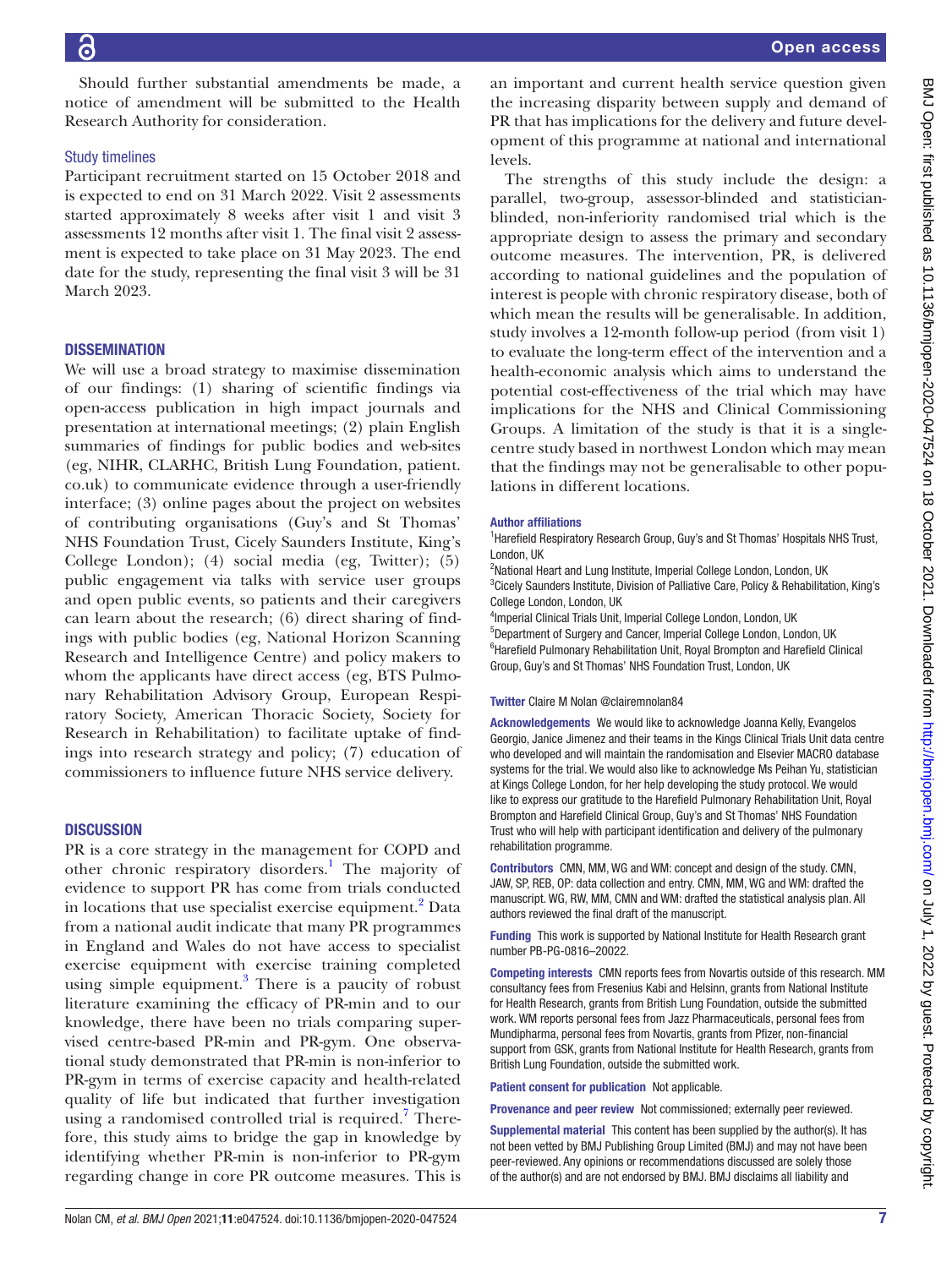Should further substantial amendments be made, a notice of amendment will be submitted to the Health Research Authority for consideration.

### Study timelines

Participant recruitment started on 15 October 2018 and is expected to end on 31 March 2022. Visit 2 assessments started approximately 8 weeks after visit 1 and visit 3 assessments 12 months after visit 1. The final visit 2 assessment is expected to take place on 31 May 2023. The end date for the study, representing the final visit 3 will be 31 March 2023.

## DISSEMINATION

We will use a broad strategy to maximise dissemination of our findings: (1) sharing of scientific findings via open-access publication in high impact journals and presentation at international meetings; (2) plain English summaries of findings for public bodies and web-sites (eg, NIHR, CLARHC, British Lung Foundation, patient.co.uk) to communicate evidence through a user-friendly interface; (3) online pages about the project on websites of contributing organisations (Guy's and St Thomas' NHS Foundation Trust, Cicely Saunders Institute, King's College London); (4) social media (eg, Twitter); (5) public engagement via talks with service user groups and open public events, so patients and their caregivers can learn about the research; (6) direct sharing of findings with public bodies (eg, National Horizon Scanning Research and Intelligence Centre) and policy makers to whom the applicants have direct access (eg, BTS Pulmonary Rehabilitation Advisory Group, European Respiratory Society, American Thoracic Society, Society for Research in Rehabilitation) to facilitate uptake of findings into research strategy and policy; (7) education of commissioners to influence future NHS service delivery.

## DISCUSSION

PR is a core strategy in the management for COPD and other chronic respiratory disorders.[1] The majority of evidence to support PR has come from trials conducted in locations that use specialist exercise equipment.[2] Data from a national audit indicate that many PR programmes in England and Wales do not have access to specialist exercise equipment with exercise training completed using simple equipment.[3] There is a paucity of robust literature examining the efficacy of PR-min and to our knowledge, there have been no trials comparing supervised centre-based PR-min and PR-gym. One observational study demonstrated that PR-min is non-inferior to PR-gym in terms of exercise capacity and health-related quality of life but indicated that further investigation using a randomised controlled trial is required.[7] Therefore, this study aims to bridge the gap in knowledge by identifying whether PR-min is non-inferior to PR-gym regarding change in core PR outcome measures. This is an important and current health service question given the increasing disparity between supply and demand of PR that has implications for the delivery and future development of this programme at national and international levels.

The strengths of this study include the design: a parallel, two-group, assessor-blinded and statistician-blinded, non-inferiority randomised trial which is the appropriate design to assess the primary and secondary outcome measures. The intervention, PR, is delivered according to national guidelines and the population of interest is people with chronic respiratory disease, both of which mean the results will be generalisable. In addition, study involves a 12-month follow-up period (from visit 1) to evaluate the long-term effect of the intervention and a health-economic analysis which aims to understand the potential cost-effectiveness of the trial which may have implications for the NHS and Clinical Commissioning Groups. A limitation of the study is that it is a single-centre study based in northwest London which may mean that the findings may not be generalisable to other populations in different locations.

#### Author affiliations

[1]Harefield Respiratory Research Group, Guy's and St Thomas' Hospitals NHS Trust, London, UK
[2]National Heart and Lung Institute, Imperial College London, London, UK
[3]Cicely Saunders Institute, Division of Palliative Care, Policy & Rehabilitation, King's College London, London, UK
[4]Imperial Clinical Trials Unit, Imperial College London, London, UK
[5]Department of Surgery and Cancer, Imperial College London, London, UK
[6]Harefield Pulmonary Rehabilitation Unit, Royal Brompton and Harefield Clinical Group, Guy's and St Thomas' NHS Foundation Trust, London, UK

**Twitter** Claire M Nolan @clairemnolan84

**Acknowledgements** We would like to acknowledge Joanna Kelly, Evangelos Georgio, Janice Jimenez and their teams in the Kings Clinical Trials Unit data centre who developed and will maintain the randomisation and Elsevier MACRO database systems for the trial. We would also like to acknowledge Ms Peihan Yu, statistician at Kings College London, for her help developing the study protocol. We would like to express our gratitude to the Harefield Pulmonary Rehabilitation Unit, Royal Brompton and Harefield Clinical Group, Guy's and St Thomas' NHS Foundation Trust who will help with participant identification and delivery of the pulmonary rehabilitation programme.

**Contributors** CMN, MM, WG and WM: concept and design of the study. CMN, JAW, SP, REB, OP: data collection and entry. CMN, MM, WG and WM: drafted the manuscript. WG, RW, MM, CMN and WM: drafted the statistical analysis plan. All authors reviewed the final draft of the manuscript.

**Funding** This work is supported by National Institute for Health Research grant number PB-PG-0816–20022.

**Competing interests** CMN reports fees from Novartis outside of this research. MM consultancy fees from Fresenius Kabi and Helsinn, grants from National Institute for Health Research, grants from British Lung Foundation, outside the submitted work. WM reports personal fees from Jazz Pharmaceuticals, personal fees from Mundipharma, personal fees from Novartis, grants from Pfizer, non-financial support from GSK, grants from National Institute for Health Research, grants from British Lung Foundation, outside the submitted work.

**Patient consent for publication** Not applicable.

**Provenance and peer review** Not commissioned; externally peer reviewed.

**Supplemental material** This content has been supplied by the author(s). It has not been vetted by BMJ Publishing Group Limited (BMJ) and may not have been peer-reviewed. Any opinions or recommendations discussed are solely those of the author(s) and are not endorsed by BMJ. BMJ disclaims all liability and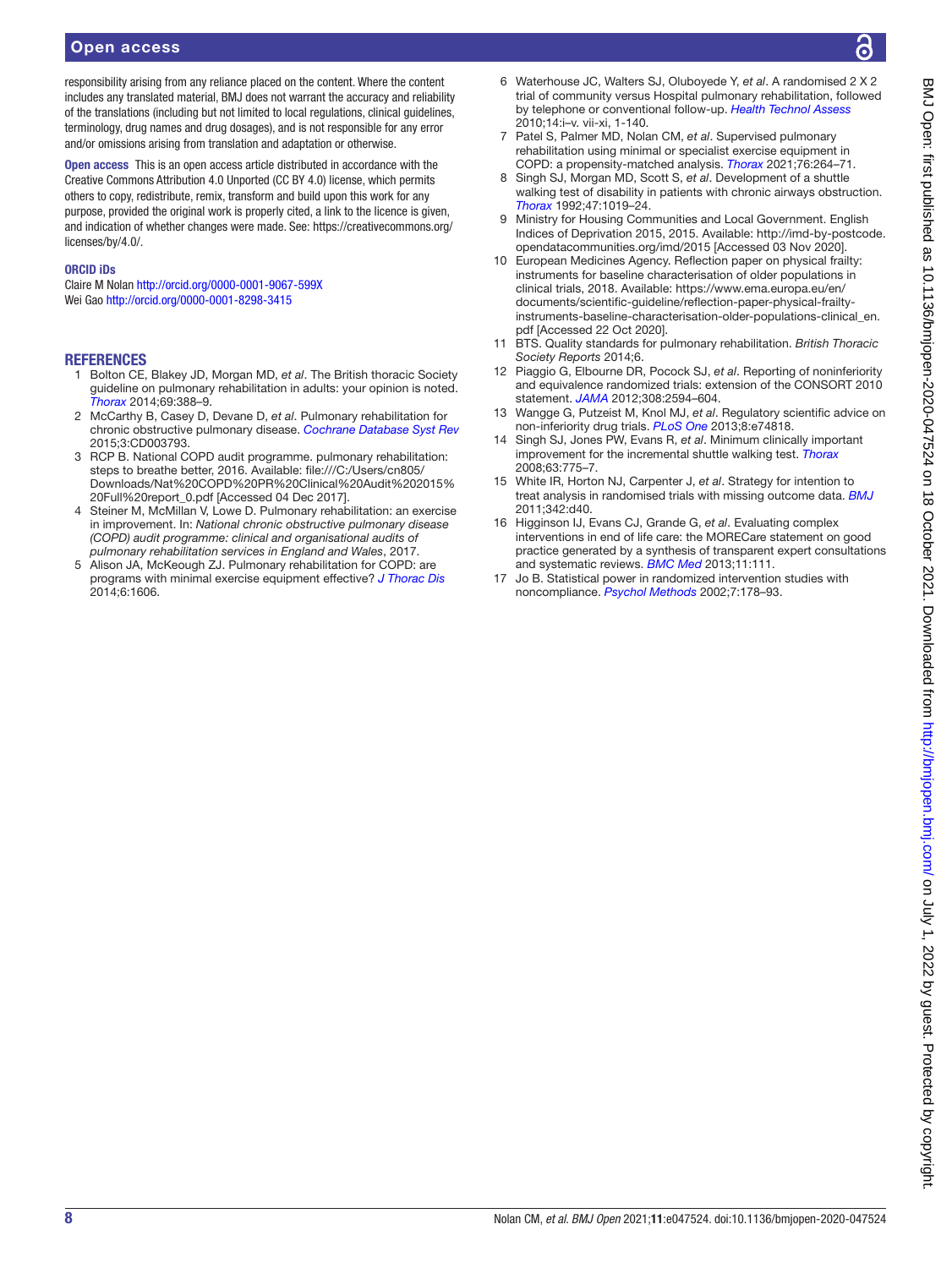responsibility arising from any reliance placed on the content. Where the content includes any translated material, BMJ does not warrant the accuracy and reliability of the translations (including but not limited to local regulations, clinical guidelines, terminology, drug names and drug dosages), and is not responsible for any error and/or omissions arising from translation and adaptation or otherwise.

**Open access** This is an open access article distributed in accordance with the Creative Commons Attribution 4.0 Unported (CC BY 4.0) license, which permits others to copy, redistribute, remix, transform and build upon this work for any purpose, provided the original work is properly cited, a link to the licence is given, and indication of whether changes were made. See: https://creativecommons.org/licenses/by/4.0/.

#### ORCID iDs

Claire M Nolan http://orcid.org/0000-0001-9067-599X
Wei Gao http://orcid.org/0000-0001-8298-3415

## REFERENCES

1. Bolton CE, Blakey JD, Morgan MD, *et al*. The British thoracic Society guideline on pulmonary rehabilitation in adults: your opinion is noted. *Thorax* 2014;69:388–9.
2. McCarthy B, Casey D, Devane D, *et al*. Pulmonary rehabilitation for chronic obstructive pulmonary disease. *Cochrane Database Syst Rev* 2015;3:CD003793.
3. RCP B. National COPD audit programme. pulmonary rehabilitation: steps to breathe better, 2016. Available: file:///C:/Users/cn805/Downloads/Nat%20COPD%20PR%20Clinical%20Audit%202015%20Full%20report_0.pdf [Accessed 04 Dec 2017].
4. Steiner M, McMillan V, Lowe D. Pulmonary rehabilitation: an exercise in improvement. In: *National chronic obstructive pulmonary disease (COPD) audit programme: clinical and organisational audits of pulmonary rehabilitation services in England and Wales*, 2017.
5. Alison JA, McKeough ZJ. Pulmonary rehabilitation for COPD: are programs with minimal exercise equipment effective? *J Thorac Dis* 2014;6:1606.
6. Waterhouse JC, Walters SJ, Oluboyede Y, *et al*. A randomised 2 X 2 trial of community versus Hospital pulmonary rehabilitation, followed by telephone or conventional follow-up. *Health Technol Assess* 2010;14:i–v. vii-xi, 1-140.
7. Patel S, Palmer MD, Nolan CM, *et al*. Supervised pulmonary rehabilitation using minimal or specialist exercise equipment in COPD: a propensity-matched analysis. *Thorax* 2021;76:264–71.
8. Singh SJ, Morgan MD, Scott S, *et al*. Development of a shuttle walking test of disability in patients with chronic airways obstruction. *Thorax* 1992;47:1019–24.
9. Ministry for Housing Communities and Local Government. English Indices of Deprivation 2015, 2015. Available: http://imd-by-postcode.opendatacommunities.org/imd/2015 [Accessed 03 Nov 2020].
10. European Medicines Agency. Reflection paper on physical frailty: instruments for baseline characterisation of older populations in clinical trials, 2018. Available: https://www.ema.europa.eu/en/documents/scientific-guideline/reflection-paper-physical-frailty-instruments-baseline-characterisation-older-populations-clinical_en.pdf [Accessed 22 Oct 2020].
11. BTS. Quality standards for pulmonary rehabilitation. *British Thoracic Society Reports* 2014;6.
12. Piaggio G, Elbourne DR, Pocock SJ, *et al*. Reporting of noninferiority and equivalence randomized trials: extension of the CONSORT 2010 statement. *JAMA* 2012;308:2594–604.
13. Wangge G, Putzeist M, Knol MJ, *et al*. Regulatory scientific advice on non-inferiority drug trials. *PLoS One* 2013;8:e74818.
14. Singh SJ, Jones PW, Evans R, *et al*. Minimum clinically important improvement for the incremental shuttle walking test. *Thorax* 2008;63:775–7.
15. White IR, Horton NJ, Carpenter J, *et al*. Strategy for intention to treat analysis in randomised trials with missing outcome data. *BMJ* 2011;342:d40.
16. Higginson IJ, Evans CJ, Grande G, *et al*. Evaluating complex interventions in end of life care: the MORECare statement on good practice generated by a synthesis of transparent expert consultations and systematic reviews. *BMC Med* 2013;11:111.
17. Jo B. Statistical power in randomized intervention studies with noncompliance. *Psychol Methods* 2002;7:178–93.